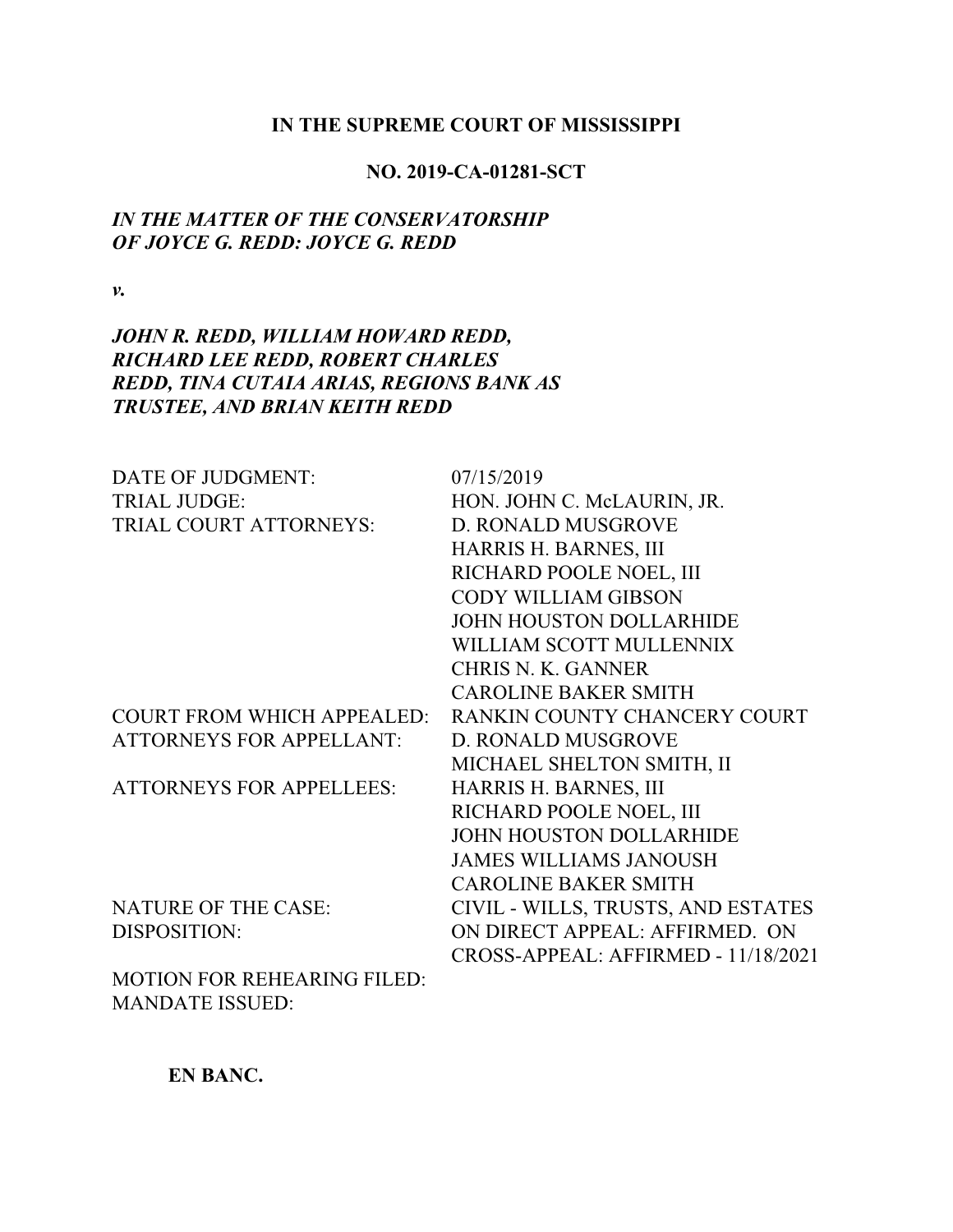**IN THE SUPREME COURT OF MISSISSIPPI**

**NO. 2019-CA-01281-SCT**

***IN THE MATTER OF THE CONSERVATORSHIP OF JOYCE G. REDD: JOYCE G. REDD***

***v.***

***JOHN R. REDD, WILLIAM HOWARD REDD, RICHARD LEE REDD, ROBERT CHARLES REDD, TINA CUTAIA ARIAS, REGIONS BANK AS TRUSTEE, AND BRIAN KEITH REDD***

| | |
|---|---|
| DATE OF JUDGMENT: | 07/15/2019 |
| TRIAL JUDGE: | HON. JOHN C. McLAURIN, JR. |
| TRIAL COURT ATTORNEYS: | D. RONALD MUSGROVE<br>HARRIS H. BARNES, III<br>RICHARD POOLE NOEL, III<br>CODY WILLIAM GIBSON<br>JOHN HOUSTON DOLLARHIDE<br>WILLIAM SCOTT MULLENNIX<br>CHRIS N. K. GANNER<br>CAROLINE BAKER SMITH |
| COURT FROM WHICH APPEALED: | RANKIN COUNTY CHANCERY COURT |
| ATTORNEYS FOR APPELLANT: | D. RONALD MUSGROVE<br>MICHAEL SHELTON SMITH, II |
| ATTORNEYS FOR APPELLEES: | HARRIS H. BARNES, III<br>RICHARD POOLE NOEL, III<br>JOHN HOUSTON DOLLARHIDE<br>JAMES WILLIAMS JANOUSH<br>CAROLINE BAKER SMITH |
| NATURE OF THE CASE: | CIVIL - WILLS, TRUSTS, AND ESTATES |
| DISPOSITION: | ON DIRECT APPEAL: AFFIRMED. ON CROSS-APPEAL: AFFIRMED - 11/18/2021 |
| MOTION FOR REHEARING FILED: | |
| MANDATE ISSUED: | |

**EN BANC.**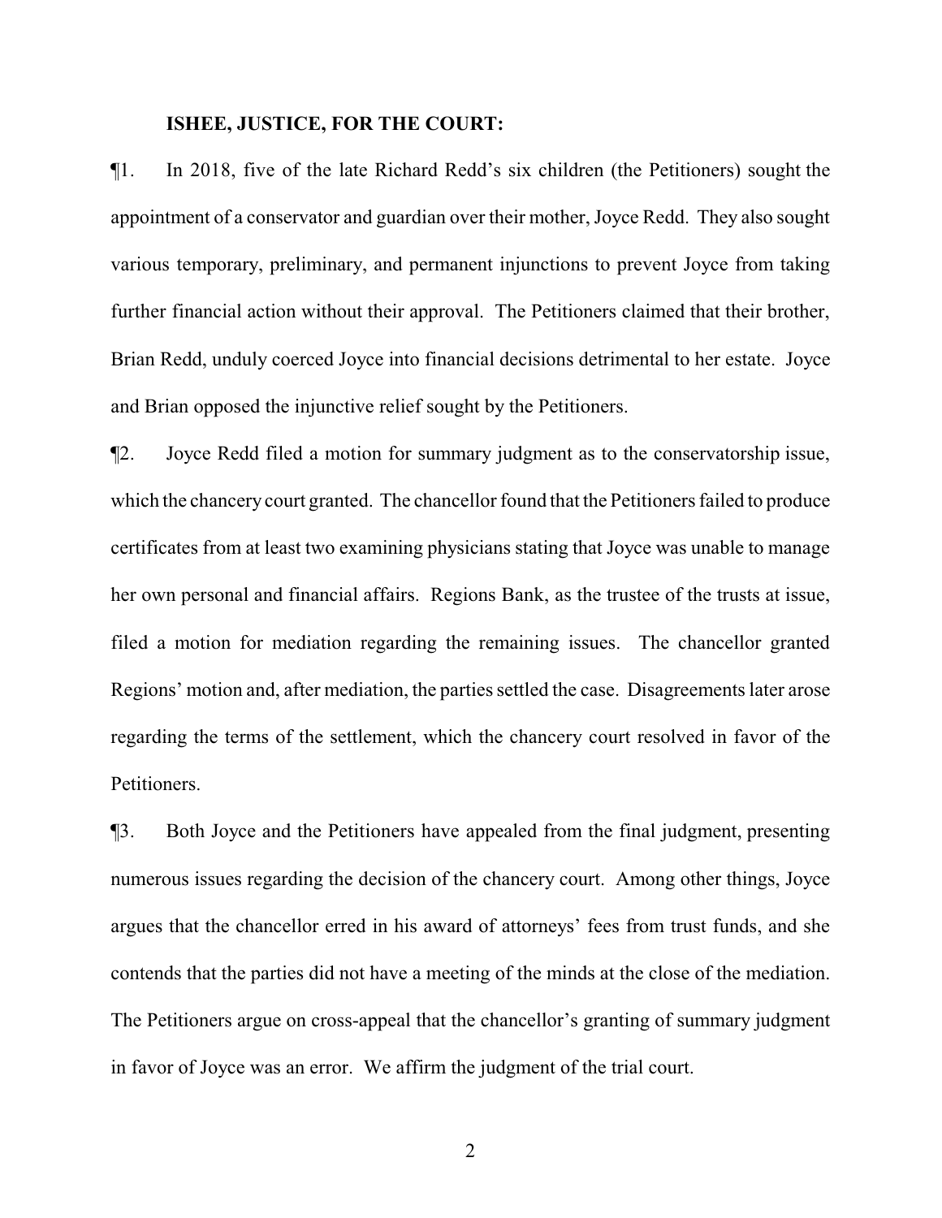**ISHEE, JUSTICE, FOR THE COURT:**

¶1. In 2018, five of the late Richard Redd's six children (the Petitioners) sought the appointment of a conservator and guardian over their mother, Joyce Redd. They also sought various temporary, preliminary, and permanent injunctions to prevent Joyce from taking further financial action without their approval. The Petitioners claimed that their brother, Brian Redd, unduly coerced Joyce into financial decisions detrimental to her estate. Joyce and Brian opposed the injunctive relief sought by the Petitioners.

¶2. Joyce Redd filed a motion for summary judgment as to the conservatorship issue, which the chancery court granted. The chancellor found that the Petitioners failed to produce certificates from at least two examining physicians stating that Joyce was unable to manage her own personal and financial affairs. Regions Bank, as the trustee of the trusts at issue, filed a motion for mediation regarding the remaining issues. The chancellor granted Regions' motion and, after mediation, the parties settled the case. Disagreements later arose regarding the terms of the settlement, which the chancery court resolved in favor of the Petitioners.

¶3. Both Joyce and the Petitioners have appealed from the final judgment, presenting numerous issues regarding the decision of the chancery court. Among other things, Joyce argues that the chancellor erred in his award of attorneys' fees from trust funds, and she contends that the parties did not have a meeting of the minds at the close of the mediation. The Petitioners argue on cross-appeal that the chancellor's granting of summary judgment in favor of Joyce was an error. We affirm the judgment of the trial court.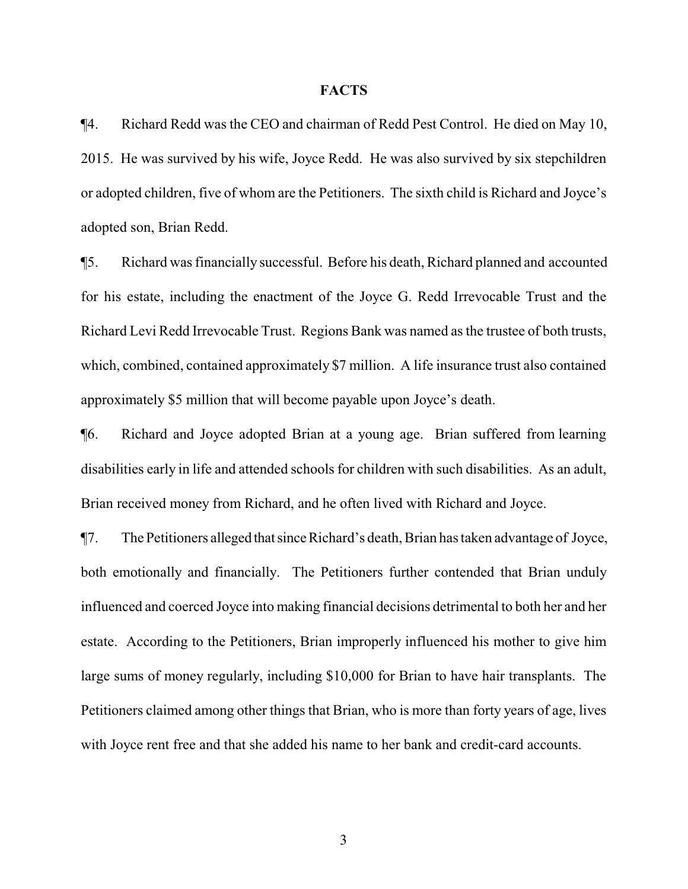## FACTS

¶4. Richard Redd was the CEO and chairman of Redd Pest Control. He died on May 10, 2015. He was survived by his wife, Joyce Redd. He was also survived by six stepchildren or adopted children, five of whom are the Petitioners. The sixth child is Richard and Joyce's adopted son, Brian Redd.

¶5. Richard was financially successful. Before his death, Richard planned and accounted for his estate, including the enactment of the Joyce G. Redd Irrevocable Trust and the Richard Levi Redd Irrevocable Trust. Regions Bank was named as the trustee of both trusts, which, combined, contained approximately $7 million. A life insurance trust also contained approximately $5 million that will become payable upon Joyce's death.

¶6. Richard and Joyce adopted Brian at a young age. Brian suffered from learning disabilities early in life and attended schools for children with such disabilities. As an adult, Brian received money from Richard, and he often lived with Richard and Joyce.

¶7. The Petitioners alleged that since Richard's death, Brian has taken advantage of Joyce, both emotionally and financially. The Petitioners further contended that Brian unduly influenced and coerced Joyce into making financial decisions detrimental to both her and her estate. According to the Petitioners, Brian improperly influenced his mother to give him large sums of money regularly, including $10,000 for Brian to have hair transplants. The Petitioners claimed among other things that Brian, who is more than forty years of age, lives with Joyce rent free and that she added his name to her bank and credit-card accounts.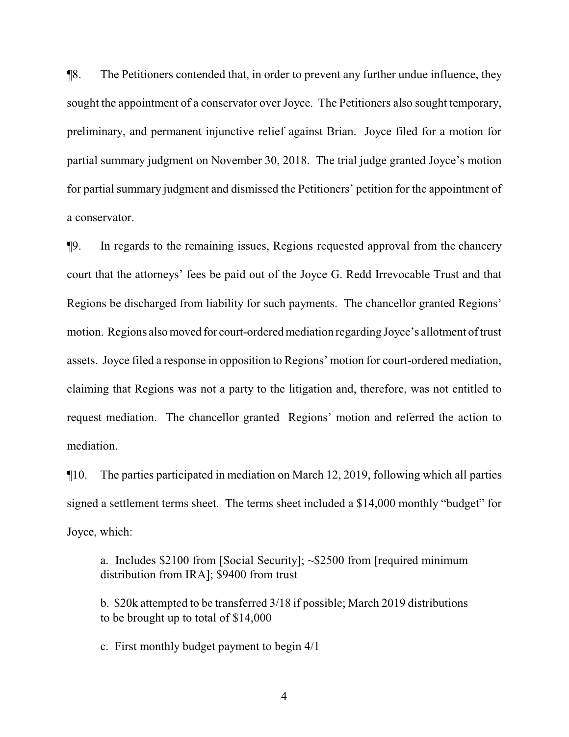¶8. The Petitioners contended that, in order to prevent any further undue influence, they sought the appointment of a conservator over Joyce. The Petitioners also sought temporary, preliminary, and permanent injunctive relief against Brian. Joyce filed for a motion for partial summary judgment on November 30, 2018. The trial judge granted Joyce's motion for partial summary judgment and dismissed the Petitioners' petition for the appointment of a conservator.

¶9. In regards to the remaining issues, Regions requested approval from the chancery court that the attorneys' fees be paid out of the Joyce G. Redd Irrevocable Trust and that Regions be discharged from liability for such payments. The chancellor granted Regions' motion. Regions also moved for court-ordered mediation regarding Joyce's allotment of trust assets. Joyce filed a response in opposition to Regions' motion for court-ordered mediation, claiming that Regions was not a party to the litigation and, therefore, was not entitled to request mediation. The chancellor granted Regions' motion and referred the action to mediation.

¶10. The parties participated in mediation on March 12, 2019, following which all parties signed a settlement terms sheet. The terms sheet included a $14,000 monthly "budget" for Joyce, which:

> a. Includes $2100 from [Social Security]; ~$2500 from [required minimum distribution from IRA]; $9400 from trust
>
> b. $20k attempted to be transferred 3/18 if possible; March 2019 distributions to be brought up to total of $14,000
>
> c. First monthly budget payment to begin 4/1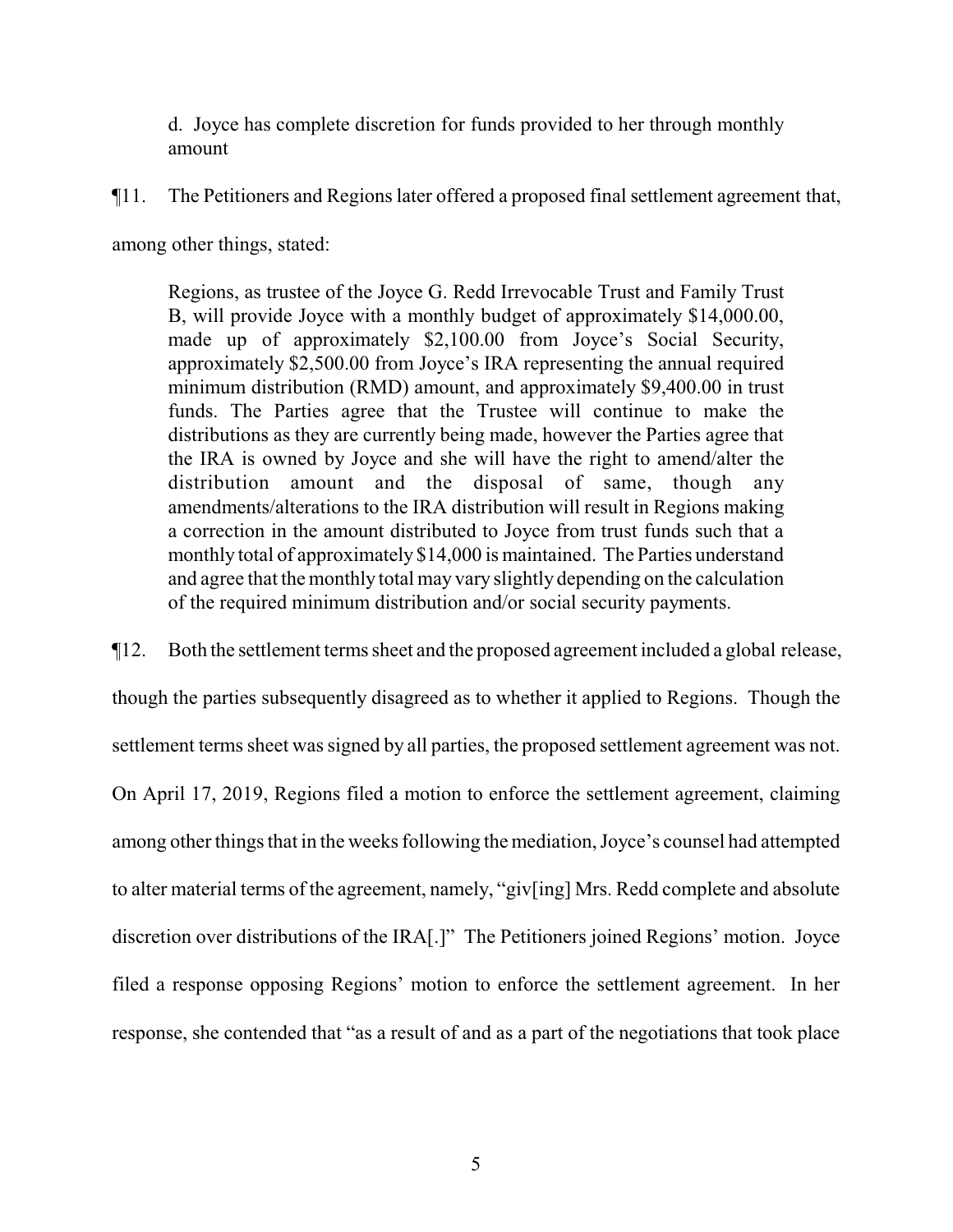d. Joyce has complete discretion for funds provided to her through monthly amount

¶11. The Petitioners and Regions later offered a proposed final settlement agreement that, among other things, stated:

> Regions, as trustee of the Joyce G. Redd Irrevocable Trust and Family Trust B, will provide Joyce with a monthly budget of approximately $14,000.00, made up of approximately $2,100.00 from Joyce's Social Security, approximately $2,500.00 from Joyce's IRA representing the annual required minimum distribution (RMD) amount, and approximately $9,400.00 in trust funds. The Parties agree that the Trustee will continue to make the distributions as they are currently being made, however the Parties agree that the IRA is owned by Joyce and she will have the right to amend/alter the distribution amount and the disposal of same, though any amendments/alterations to the IRA distribution will result in Regions making a correction in the amount distributed to Joyce from trust funds such that a monthly total of approximately $14,000 is maintained. The Parties understand and agree that the monthly total may vary slightly depending on the calculation of the required minimum distribution and/or social security payments.

¶12. Both the settlement terms sheet and the proposed agreement included a global release, though the parties subsequently disagreed as to whether it applied to Regions. Though the settlement terms sheet was signed by all parties, the proposed settlement agreement was not. On April 17, 2019, Regions filed a motion to enforce the settlement agreement, claiming among other things that in the weeks following the mediation, Joyce's counsel had attempted to alter material terms of the agreement, namely, "giv[ing] Mrs. Redd complete and absolute discretion over distributions of the IRA[.]" The Petitioners joined Regions' motion. Joyce filed a response opposing Regions' motion to enforce the settlement agreement. In her response, she contended that "as a result of and as a part of the negotiations that took place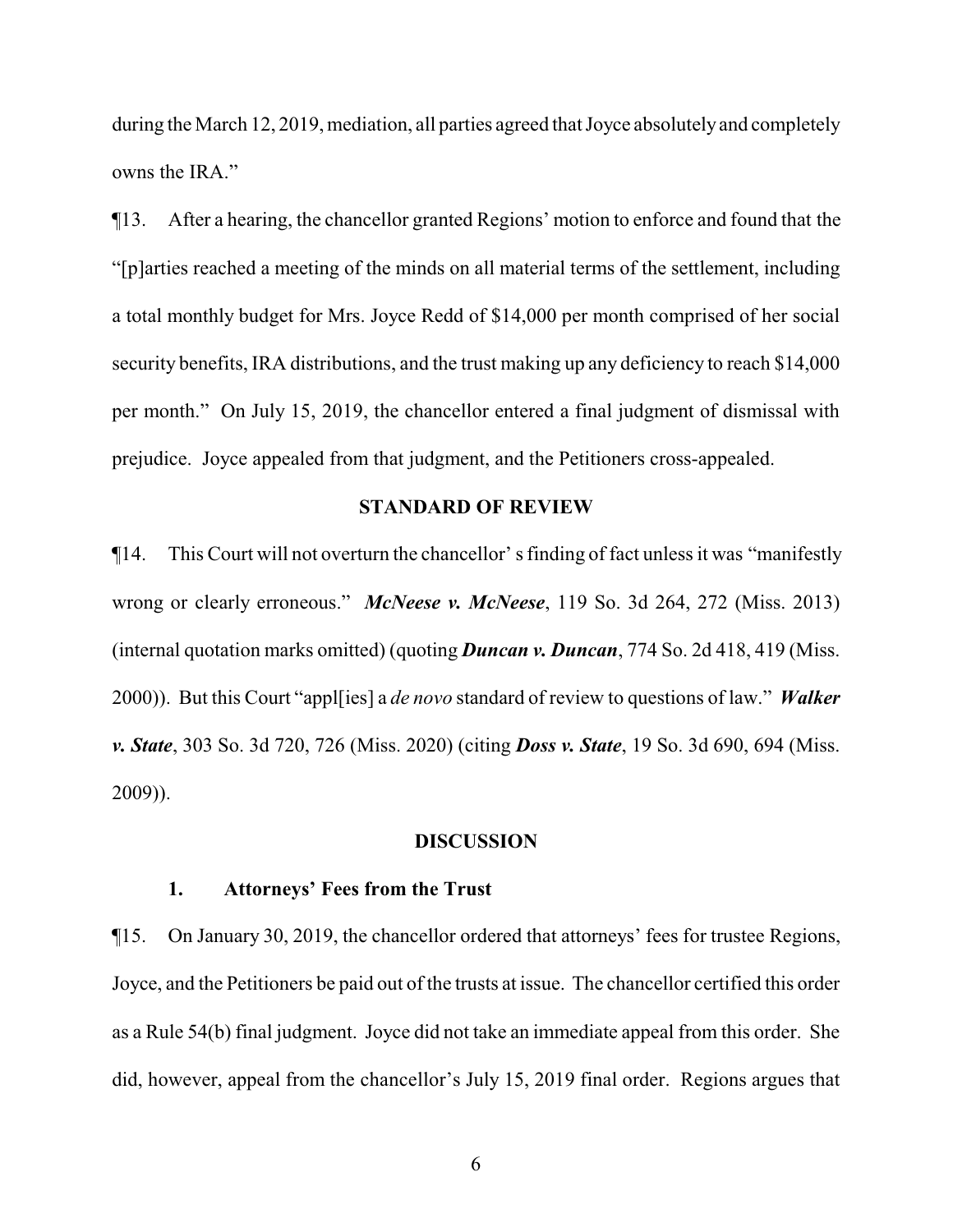during the March 12, 2019, mediation, all parties agreed that Joyce absolutely and completely owns the IRA."

¶13. After a hearing, the chancellor granted Regions' motion to enforce and found that the "[p]arties reached a meeting of the minds on all material terms of the settlement, including a total monthly budget for Mrs. Joyce Redd of $14,000 per month comprised of her social security benefits, IRA distributions, and the trust making up any deficiency to reach $14,000 per month." On July 15, 2019, the chancellor entered a final judgment of dismissal with prejudice. Joyce appealed from that judgment, and the Petitioners cross-appealed.

## STANDARD OF REVIEW

¶14. This Court will not overturn the chancellor' s finding of fact unless it was "manifestly wrong or clearly erroneous." ***McNeese v. McNeese***, 119 So. 3d 264, 272 (Miss. 2013) (internal quotation marks omitted) (quoting ***Duncan v. Duncan***, 774 So. 2d 418, 419 (Miss. 2000)). But this Court "appl[ies] a *de novo* standard of review to questions of law." ***Walker v. State***, 303 So. 3d 720, 726 (Miss. 2020) (citing ***Doss v. State***, 19 So. 3d 690, 694 (Miss. 2009)).

## DISCUSSION

### 1. Attorneys' Fees from the Trust

¶15. On January 30, 2019, the chancellor ordered that attorneys' fees for trustee Regions, Joyce, and the Petitioners be paid out of the trusts at issue. The chancellor certified this order as a Rule 54(b) final judgment. Joyce did not take an immediate appeal from this order. She did, however, appeal from the chancellor's July 15, 2019 final order. Regions argues that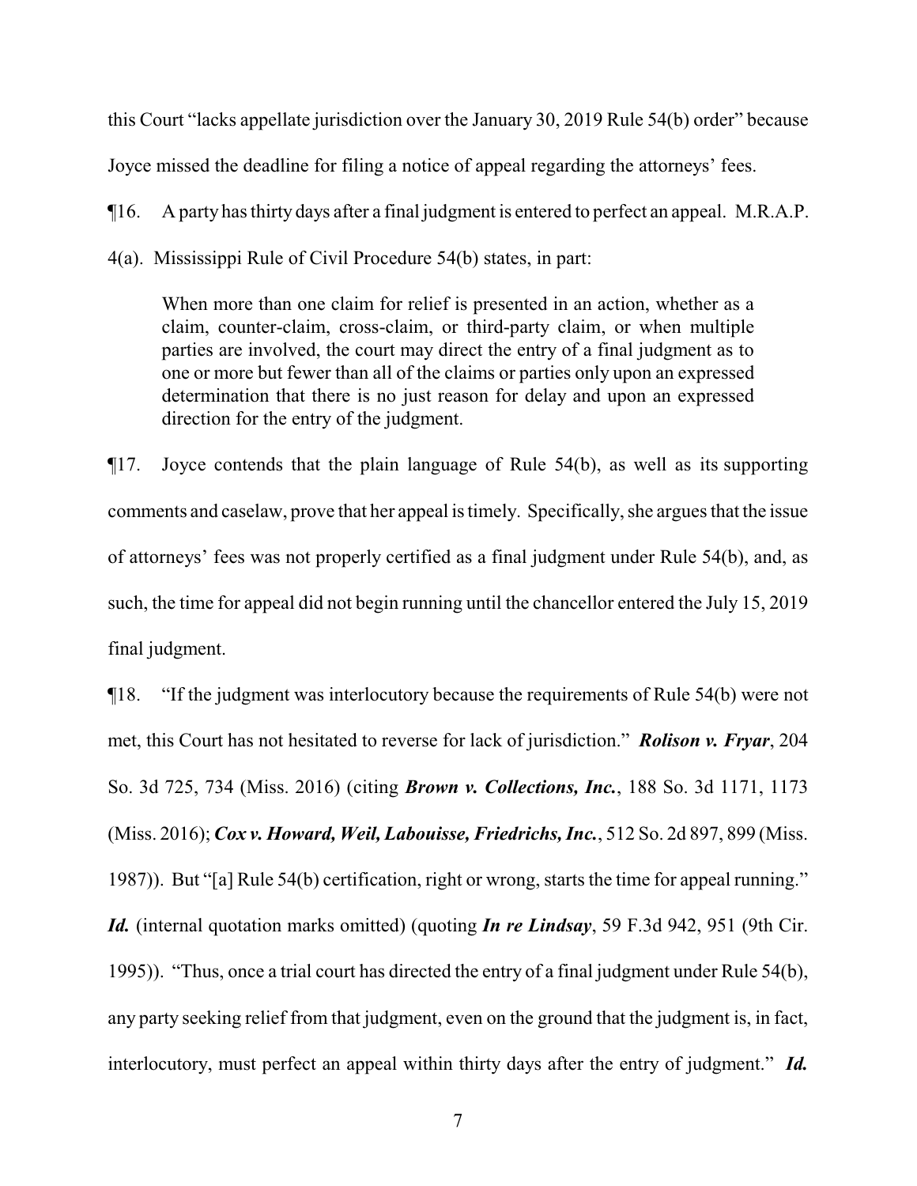this Court "lacks appellate jurisdiction over the January 30, 2019 Rule 54(b) order" because Joyce missed the deadline for filing a notice of appeal regarding the attorneys' fees.

¶16. A party has thirty days after a final judgment is entered to perfect an appeal. M.R.A.P. 4(a). Mississippi Rule of Civil Procedure 54(b) states, in part:

> When more than one claim for relief is presented in an action, whether as a claim, counter-claim, cross-claim, or third-party claim, or when multiple parties are involved, the court may direct the entry of a final judgment as to one or more but fewer than all of the claims or parties only upon an expressed determination that there is no just reason for delay and upon an expressed direction for the entry of the judgment.

¶17. Joyce contends that the plain language of Rule 54(b), as well as its supporting comments and caselaw, prove that her appeal is timely. Specifically, she argues that the issue of attorneys' fees was not properly certified as a final judgment under Rule 54(b), and, as such, the time for appeal did not begin running until the chancellor entered the July 15, 2019 final judgment.

¶18. "If the judgment was interlocutory because the requirements of Rule 54(b) were not met, this Court has not hesitated to reverse for lack of jurisdiction." ***Rolison v. Fryar***, 204 So. 3d 725, 734 (Miss. 2016) (citing ***Brown v. Collections, Inc.***, 188 So. 3d 1171, 1173 (Miss. 2016); ***Cox v. Howard, Weil, Labouisse, Friedrichs, Inc.***, 512 So. 2d 897, 899 (Miss. 1987)). But "[a] Rule 54(b) certification, right or wrong, starts the time for appeal running." ***Id.*** (internal quotation marks omitted) (quoting ***In re Lindsay***, 59 F.3d 942, 951 (9th Cir. 1995)). "Thus, once a trial court has directed the entry of a final judgment under Rule 54(b), any party seeking relief from that judgment, even on the ground that the judgment is, in fact, interlocutory, must perfect an appeal within thirty days after the entry of judgment." ***Id.***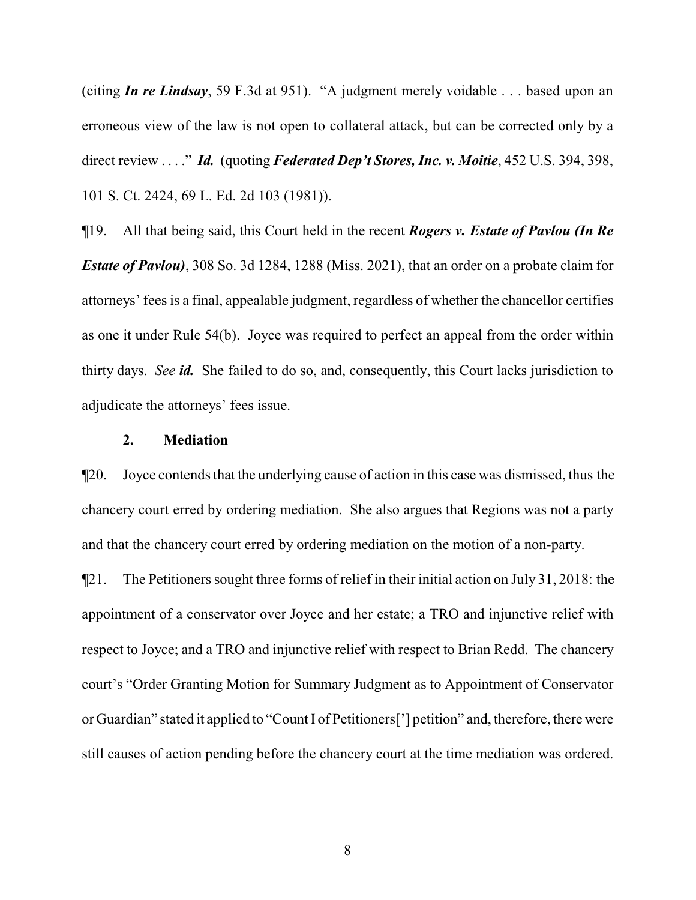(citing ***In re Lindsay***, 59 F.3d at 951). "A judgment merely voidable . . . based upon an erroneous view of the law is not open to collateral attack, but can be corrected only by a direct review . . . ." ***Id.*** (quoting ***Federated Dep't Stores, Inc. v. Moitie***, 452 U.S. 394, 398, 101 S. Ct. 2424, 69 L. Ed. 2d 103 (1981)).

¶19. All that being said, this Court held in the recent ***Rogers v. Estate of Pavlou (In Re Estate of Pavlou)***, 308 So. 3d 1284, 1288 (Miss. 2021), that an order on a probate claim for attorneys' fees is a final, appealable judgment, regardless of whether the chancellor certifies as one it under Rule 54(b). Joyce was required to perfect an appeal from the order within thirty days. *See* ***id.*** She failed to do so, and, consequently, this Court lacks jurisdiction to adjudicate the attorneys' fees issue.

**2. Mediation**

¶20. Joyce contends that the underlying cause of action in this case was dismissed, thus the chancery court erred by ordering mediation. She also argues that Regions was not a party and that the chancery court erred by ordering mediation on the motion of a non-party.

¶21. The Petitioners sought three forms of relief in their initial action on July 31, 2018: the appointment of a conservator over Joyce and her estate; a TRO and injunctive relief with respect to Joyce; and a TRO and injunctive relief with respect to Brian Redd. The chancery court's "Order Granting Motion for Summary Judgment as to Appointment of Conservator or Guardian" stated it applied to "Count I of Petitioners['] petition" and, therefore, there were still causes of action pending before the chancery court at the time mediation was ordered.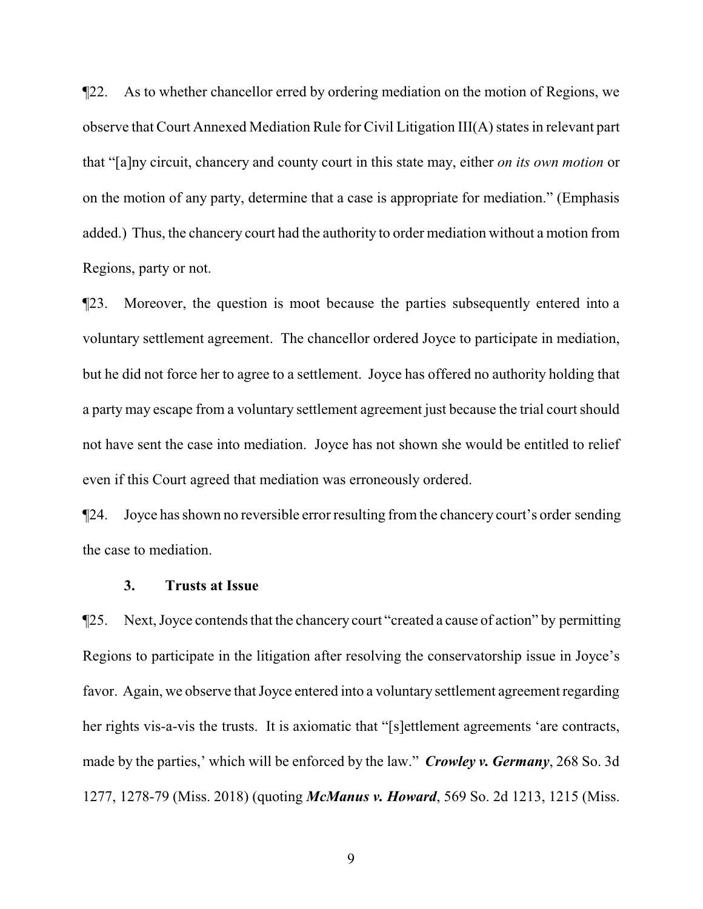¶22. As to whether chancellor erred by ordering mediation on the motion of Regions, we observe that Court Annexed Mediation Rule for Civil Litigation III(A) states in relevant part that "[a]ny circuit, chancery and county court in this state may, either *on its own motion* or on the motion of any party, determine that a case is appropriate for mediation." (Emphasis added.) Thus, the chancery court had the authority to order mediation without a motion from Regions, party or not.

¶23. Moreover, the question is moot because the parties subsequently entered into a voluntary settlement agreement. The chancellor ordered Joyce to participate in mediation, but he did not force her to agree to a settlement. Joyce has offered no authority holding that a party may escape from a voluntary settlement agreement just because the trial court should not have sent the case into mediation. Joyce has not shown she would be entitled to relief even if this Court agreed that mediation was erroneously ordered.

¶24. Joyce has shown no reversible error resulting from the chancery court's order sending the case to mediation.

### 3. Trusts at Issue

¶25. Next, Joyce contends that the chancery court "created a cause of action" by permitting Regions to participate in the litigation after resolving the conservatorship issue in Joyce's favor. Again, we observe that Joyce entered into a voluntary settlement agreement regarding her rights vis-a-vis the trusts. It is axiomatic that "[s]ettlement agreements 'are contracts, made by the parties,' which will be enforced by the law." ***Crowley v. Germany***, 268 So. 3d 1277, 1278-79 (Miss. 2018) (quoting ***McManus v. Howard***, 569 So. 2d 1213, 1215 (Miss.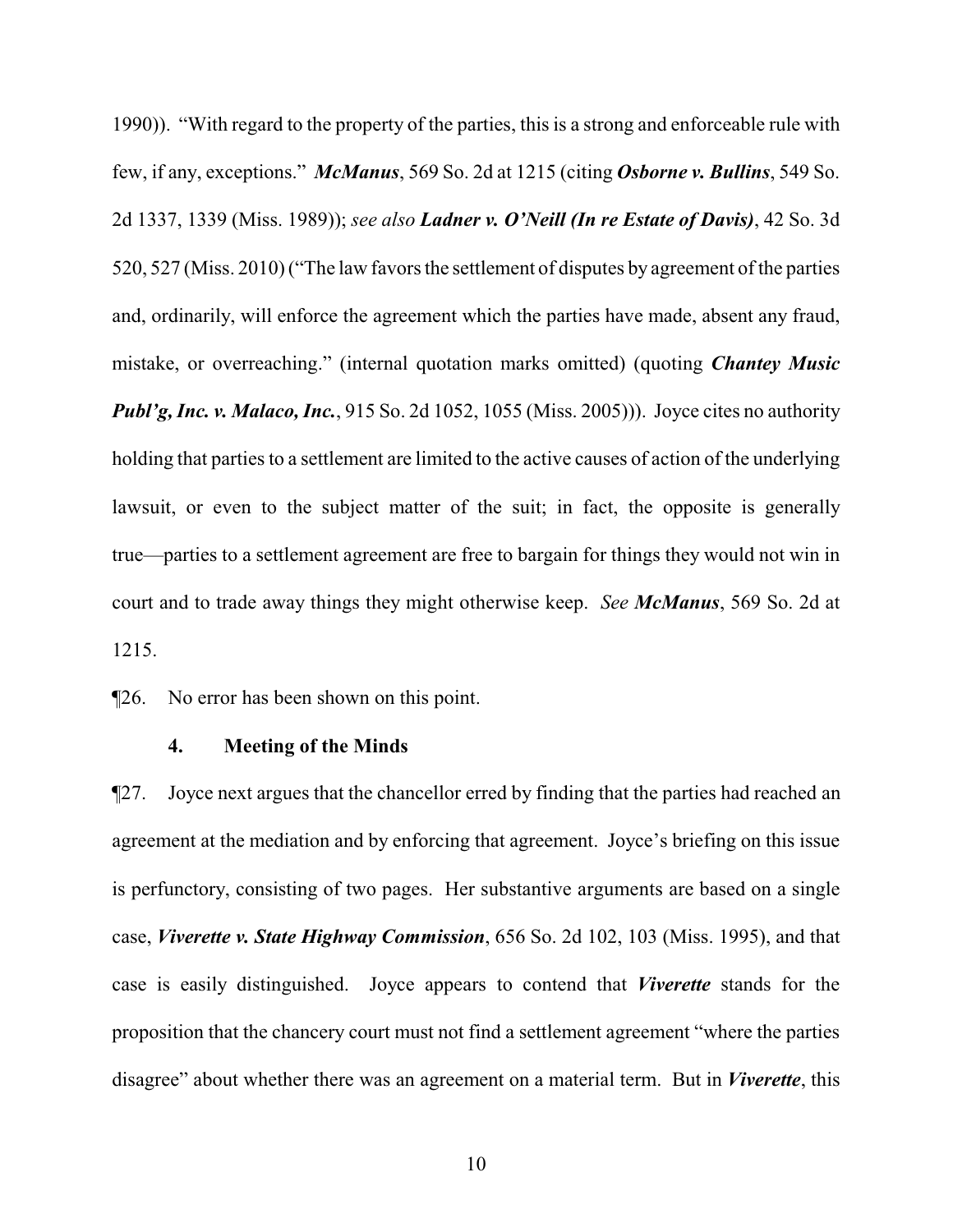1990)). "With regard to the property of the parties, this is a strong and enforceable rule with few, if any, exceptions." ***McManus***, 569 So. 2d at 1215 (citing ***Osborne v. Bullins***, 549 So. 2d 1337, 1339 (Miss. 1989)); *see also* ***Ladner v. O'Neill (In re Estate of Davis)***, 42 So. 3d 520, 527 (Miss. 2010) ("The law favors the settlement of disputes by agreement of the parties and, ordinarily, will enforce the agreement which the parties have made, absent any fraud, mistake, or overreaching." (internal quotation marks omitted) (quoting ***Chantey Music Publ'g, Inc. v. Malaco, Inc.***, 915 So. 2d 1052, 1055 (Miss. 2005))). Joyce cites no authority holding that parties to a settlement are limited to the active causes of action of the underlying lawsuit, or even to the subject matter of the suit; in fact, the opposite is generally true—parties to a settlement agreement are free to bargain for things they would not win in court and to trade away things they might otherwise keep. *See* ***McManus***, 569 So. 2d at 1215.

¶26. No error has been shown on this point.

### 4. Meeting of the Minds

¶27. Joyce next argues that the chancellor erred by finding that the parties had reached an agreement at the mediation and by enforcing that agreement. Joyce's briefing on this issue is perfunctory, consisting of two pages. Her substantive arguments are based on a single case, ***Viverette v. State Highway Commission***, 656 So. 2d 102, 103 (Miss. 1995), and that case is easily distinguished. Joyce appears to contend that ***Viverette*** stands for the proposition that the chancery court must not find a settlement agreement "where the parties disagree" about whether there was an agreement on a material term. But in ***Viverette***, this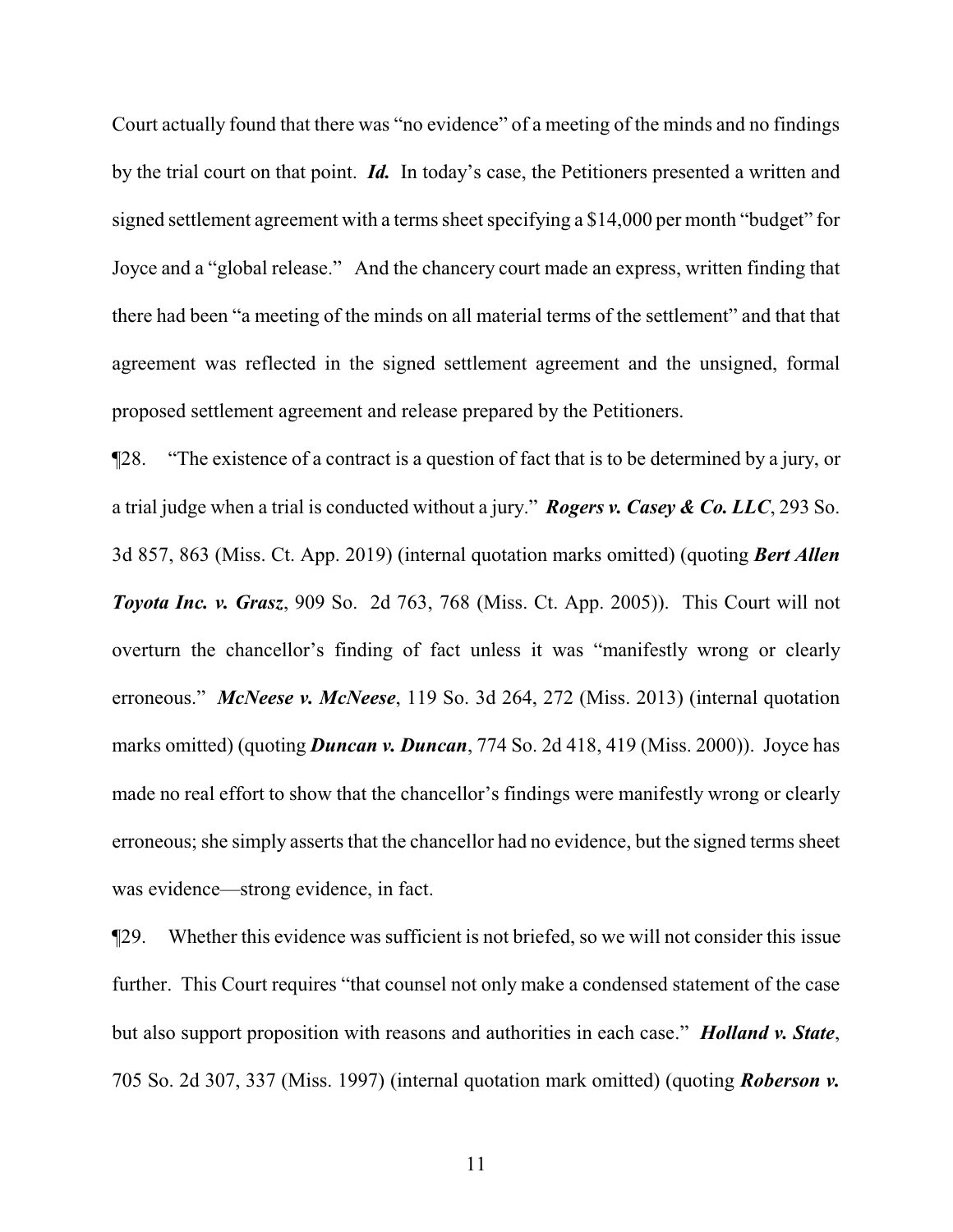Court actually found that there was "no evidence" of a meeting of the minds and no findings by the trial court on that point. ***Id.*** In today's case, the Petitioners presented a written and signed settlement agreement with a terms sheet specifying a $14,000 per month "budget" for Joyce and a "global release." And the chancery court made an express, written finding that there had been "a meeting of the minds on all material terms of the settlement" and that that agreement was reflected in the signed settlement agreement and the unsigned, formal proposed settlement agreement and release prepared by the Petitioners.

¶28. "The existence of a contract is a question of fact that is to be determined by a jury, or a trial judge when a trial is conducted without a jury." ***Rogers v. Casey & Co. LLC***, 293 So. 3d 857, 863 (Miss. Ct. App. 2019) (internal quotation marks omitted) (quoting ***Bert Allen Toyota Inc. v. Grasz***, 909 So. 2d 763, 768 (Miss. Ct. App. 2005)). This Court will not overturn the chancellor's finding of fact unless it was "manifestly wrong or clearly erroneous." ***McNeese v. McNeese***, 119 So. 3d 264, 272 (Miss. 2013) (internal quotation marks omitted) (quoting ***Duncan v. Duncan***, 774 So. 2d 418, 419 (Miss. 2000)). Joyce has made no real effort to show that the chancellor's findings were manifestly wrong or clearly erroneous; she simply asserts that the chancellor had no evidence, but the signed terms sheet was evidence—strong evidence, in fact.

¶29. Whether this evidence was sufficient is not briefed, so we will not consider this issue further. This Court requires "that counsel not only make a condensed statement of the case but also support proposition with reasons and authorities in each case." ***Holland v. State***, 705 So. 2d 307, 337 (Miss. 1997) (internal quotation mark omitted) (quoting ***Roberson v.***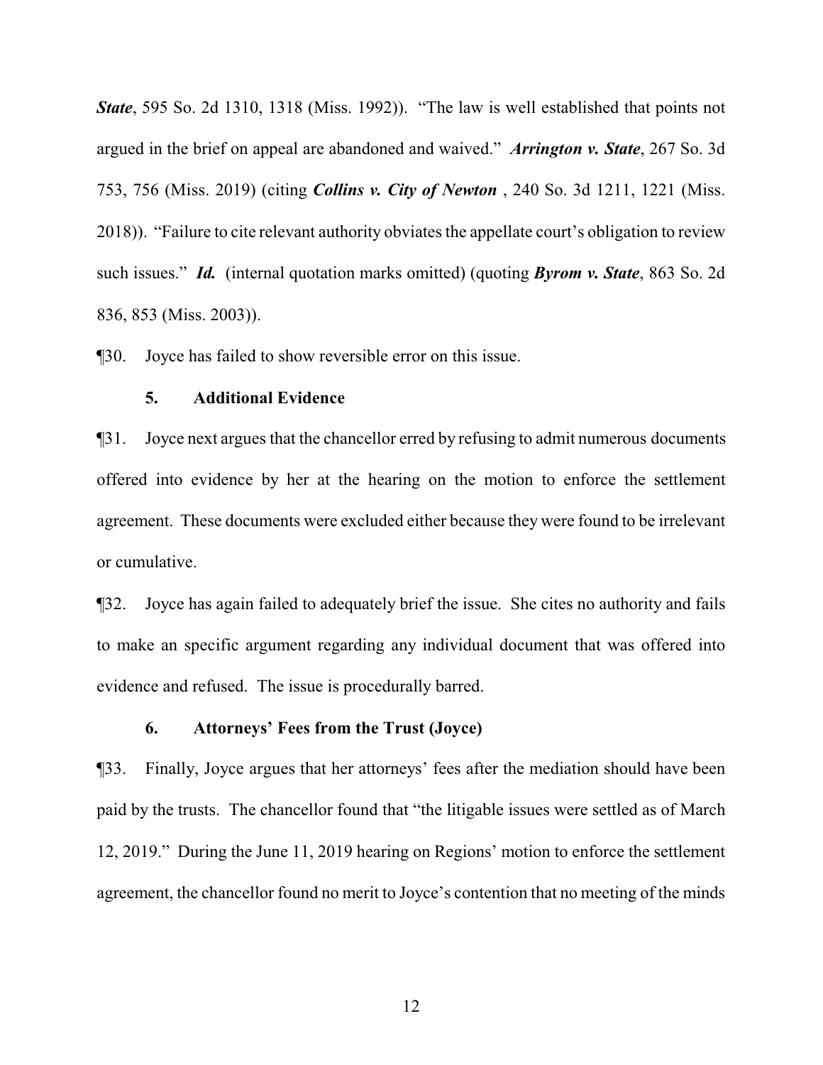***State***, 595 So. 2d 1310, 1318 (Miss. 1992)). "The law is well established that points not argued in the brief on appeal are abandoned and waived." ***Arrington v. State***, 267 So. 3d 753, 756 (Miss. 2019) (citing ***Collins v. City of Newton*** , 240 So. 3d 1211, 1221 (Miss. 2018)). "Failure to cite relevant authority obviates the appellate court's obligation to review such issues." ***Id.*** (internal quotation marks omitted) (quoting ***Byrom v. State***, 863 So. 2d 836, 853 (Miss. 2003)).

¶30. Joyce has failed to show reversible error on this issue.

**5. Additional Evidence**

¶31. Joyce next argues that the chancellor erred by refusing to admit numerous documents offered into evidence by her at the hearing on the motion to enforce the settlement agreement. These documents were excluded either because they were found to be irrelevant or cumulative.

¶32. Joyce has again failed to adequately brief the issue. She cites no authority and fails to make an specific argument regarding any individual document that was offered into evidence and refused. The issue is procedurally barred.

**6. Attorneys' Fees from the Trust (Joyce)**

¶33. Finally, Joyce argues that her attorneys' fees after the mediation should have been paid by the trusts. The chancellor found that "the litigable issues were settled as of March 12, 2019." During the June 11, 2019 hearing on Regions' motion to enforce the settlement agreement, the chancellor found no merit to Joyce's contention that no meeting of the minds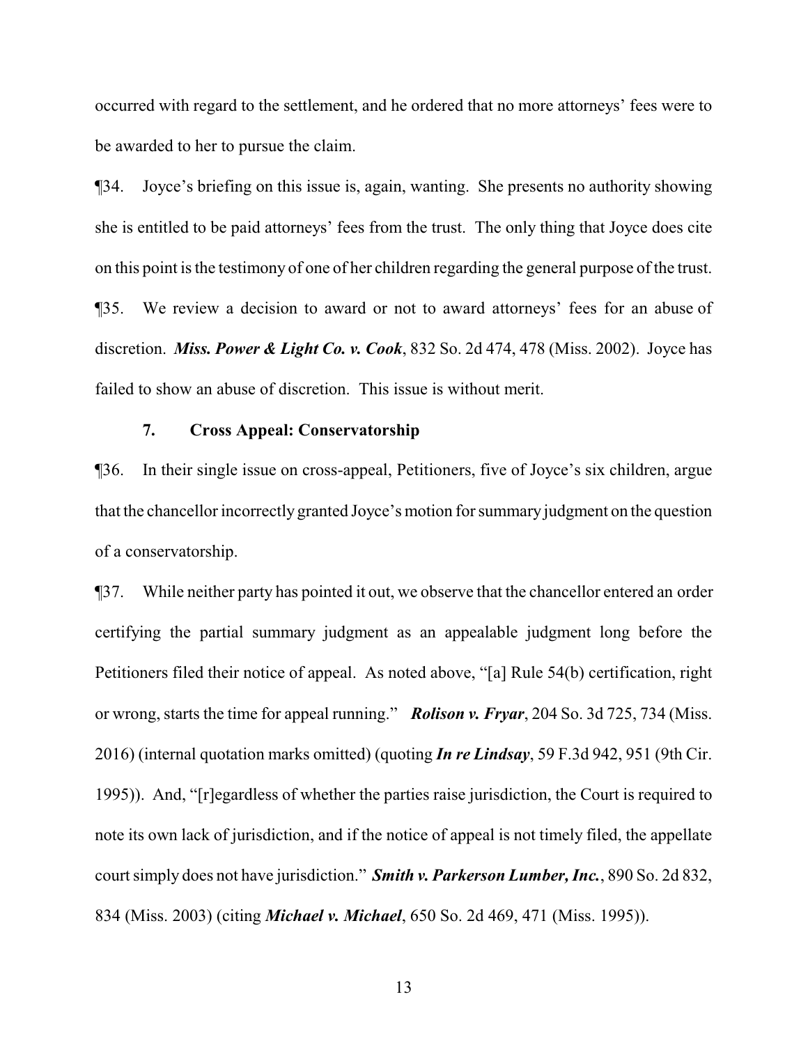occurred with regard to the settlement, and he ordered that no more attorneys' fees were to be awarded to her to pursue the claim.

¶34. Joyce's briefing on this issue is, again, wanting. She presents no authority showing she is entitled to be paid attorneys' fees from the trust. The only thing that Joyce does cite on this point is the testimony of one of her children regarding the general purpose of the trust.

¶35. We review a decision to award or not to award attorneys' fees for an abuse of discretion. ***Miss. Power & Light Co. v. Cook***, 832 So. 2d 474, 478 (Miss. 2002). Joyce has failed to show an abuse of discretion. This issue is without merit.

### 7. Cross Appeal: Conservatorship

¶36. In their single issue on cross-appeal, Petitioners, five of Joyce's six children, argue that the chancellor incorrectly granted Joyce's motion for summary judgment on the question of a conservatorship.

¶37. While neither party has pointed it out, we observe that the chancellor entered an order certifying the partial summary judgment as an appealable judgment long before the Petitioners filed their notice of appeal. As noted above, "[a] Rule 54(b) certification, right or wrong, starts the time for appeal running." ***Rolison v. Fryar***, 204 So. 3d 725, 734 (Miss. 2016) (internal quotation marks omitted) (quoting ***In re Lindsay***, 59 F.3d 942, 951 (9th Cir. 1995)). And, "[r]egardless of whether the parties raise jurisdiction, the Court is required to note its own lack of jurisdiction, and if the notice of appeal is not timely filed, the appellate court simply does not have jurisdiction." ***Smith v. Parkerson Lumber, Inc.***, 890 So. 2d 832, 834 (Miss. 2003) (citing ***Michael v. Michael***, 650 So. 2d 469, 471 (Miss. 1995)).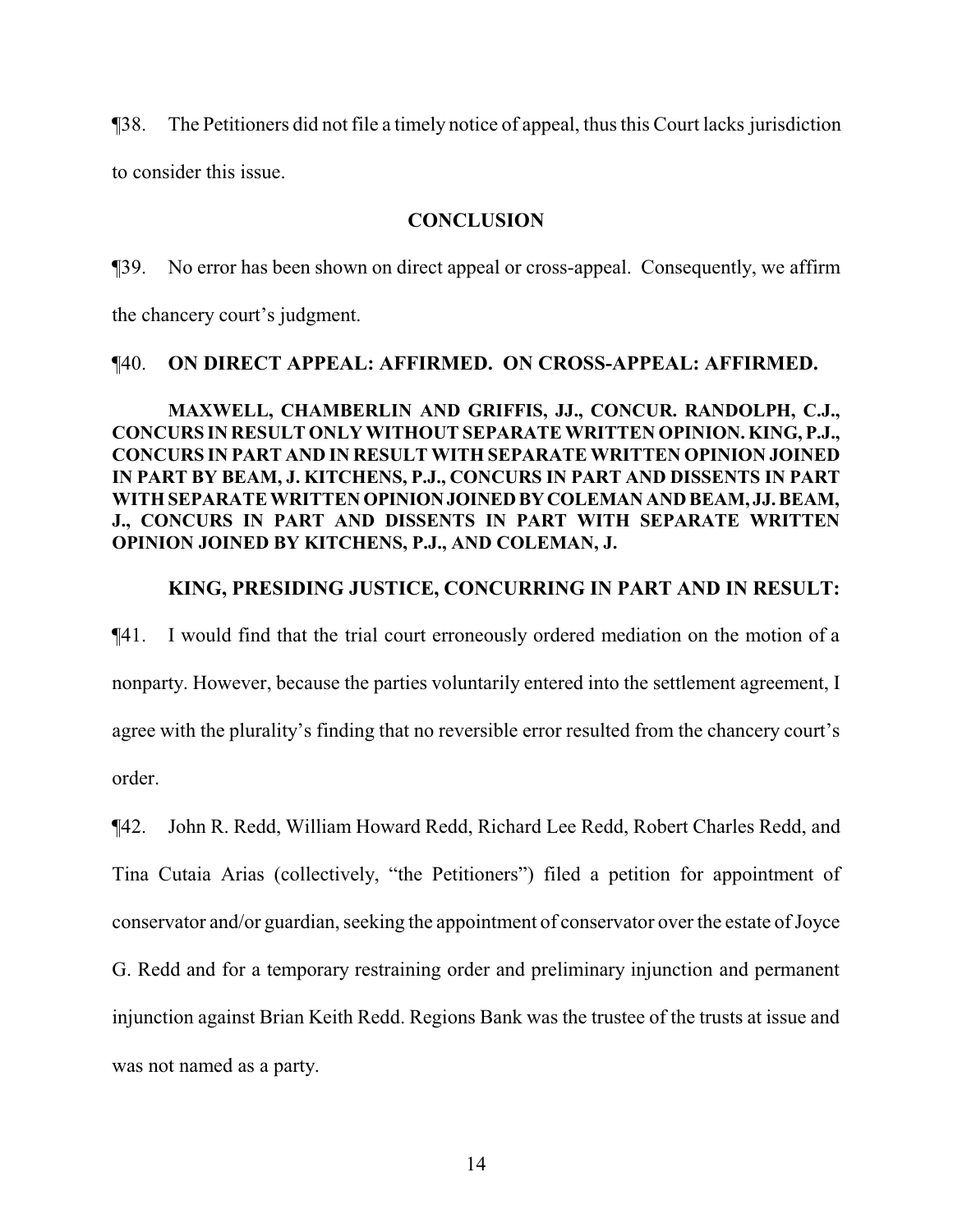¶38. The Petitioners did not file a timely notice of appeal, thus this Court lacks jurisdiction to consider this issue.

## CONCLUSION

¶39. No error has been shown on direct appeal or cross-appeal. Consequently, we affirm the chancery court's judgment.

¶40. **ON DIRECT APPEAL: AFFIRMED. ON CROSS-APPEAL: AFFIRMED.**

**MAXWELL, CHAMBERLIN AND GRIFFIS, JJ., CONCUR. RANDOLPH, C.J., CONCURS IN RESULT ONLY WITHOUT SEPARATE WRITTEN OPINION. KING, P.J., CONCURS IN PART AND IN RESULT WITH SEPARATE WRITTEN OPINION JOINED IN PART BY BEAM, J. KITCHENS, P.J., CONCURS IN PART AND DISSENTS IN PART WITH SEPARATE WRITTEN OPINION JOINED BY COLEMAN AND BEAM, JJ. BEAM, J., CONCURS IN PART AND DISSENTS IN PART WITH SEPARATE WRITTEN OPINION JOINED BY KITCHENS, P.J., AND COLEMAN, J.**

**KING, PRESIDING JUSTICE, CONCURRING IN PART AND IN RESULT:**

¶41. I would find that the trial court erroneously ordered mediation on the motion of a nonparty. However, because the parties voluntarily entered into the settlement agreement, I agree with the plurality's finding that no reversible error resulted from the chancery court's order.

¶42. John R. Redd, William Howard Redd, Richard Lee Redd, Robert Charles Redd, and Tina Cutaia Arias (collectively, "the Petitioners") filed a petition for appointment of conservator and/or guardian, seeking the appointment of conservator over the estate of Joyce G. Redd and for a temporary restraining order and preliminary injunction and permanent injunction against Brian Keith Redd. Regions Bank was the trustee of the trusts at issue and was not named as a party.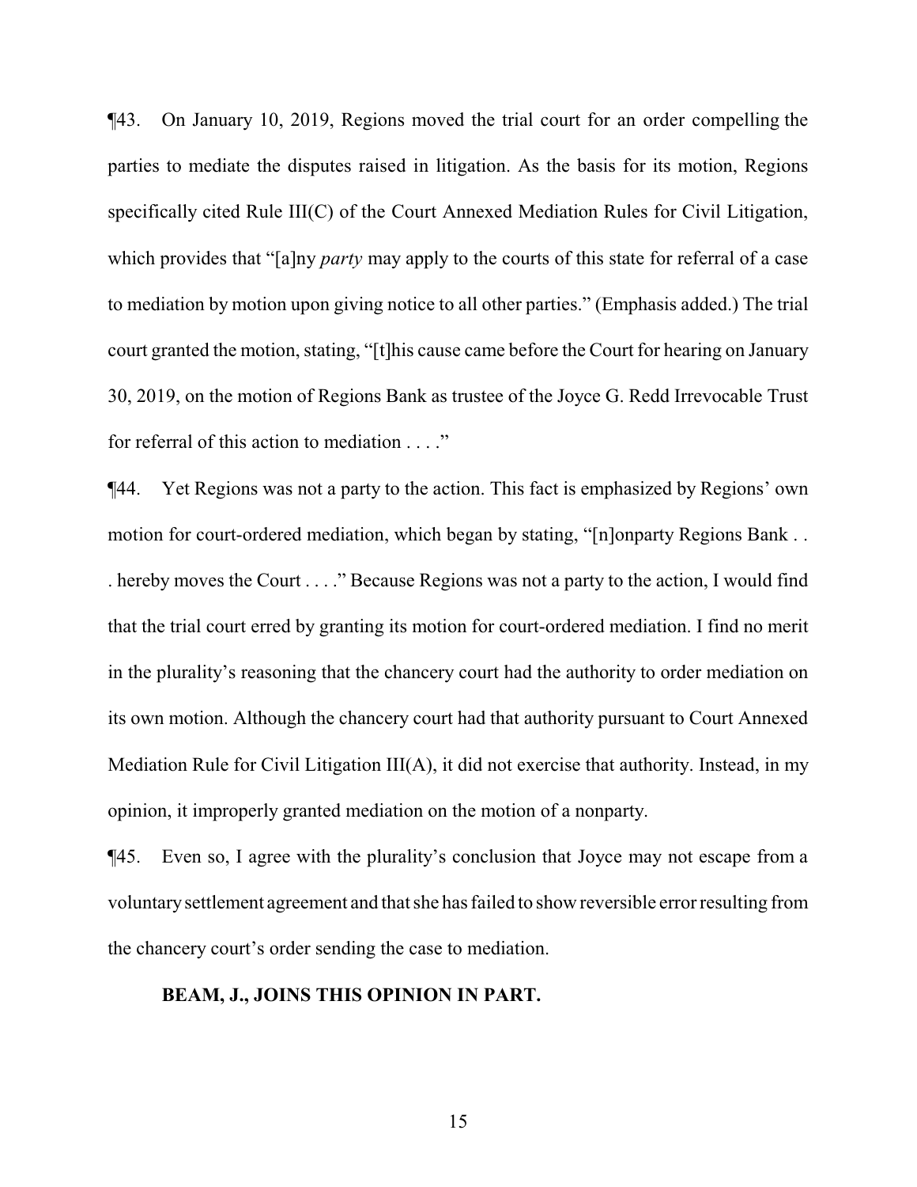¶43. On January 10, 2019, Regions moved the trial court for an order compelling the parties to mediate the disputes raised in litigation. As the basis for its motion, Regions specifically cited Rule III(C) of the Court Annexed Mediation Rules for Civil Litigation, which provides that "[a]ny *party* may apply to the courts of this state for referral of a case to mediation by motion upon giving notice to all other parties." (Emphasis added.) The trial court granted the motion, stating, "[t]his cause came before the Court for hearing on January 30, 2019, on the motion of Regions Bank as trustee of the Joyce G. Redd Irrevocable Trust for referral of this action to mediation . . . ."

¶44. Yet Regions was not a party to the action. This fact is emphasized by Regions' own motion for court-ordered mediation, which began by stating, "[n]onparty Regions Bank . . . hereby moves the Court . . . ." Because Regions was not a party to the action, I would find that the trial court erred by granting its motion for court-ordered mediation. I find no merit in the plurality's reasoning that the chancery court had the authority to order mediation on its own motion. Although the chancery court had that authority pursuant to Court Annexed Mediation Rule for Civil Litigation III(A), it did not exercise that authority. Instead, in my opinion, it improperly granted mediation on the motion of a nonparty.

¶45. Even so, I agree with the plurality's conclusion that Joyce may not escape from a voluntary settlement agreement and that she has failed to show reversible error resulting from the chancery court's order sending the case to mediation.

**BEAM, J., JOINS THIS OPINION IN PART.**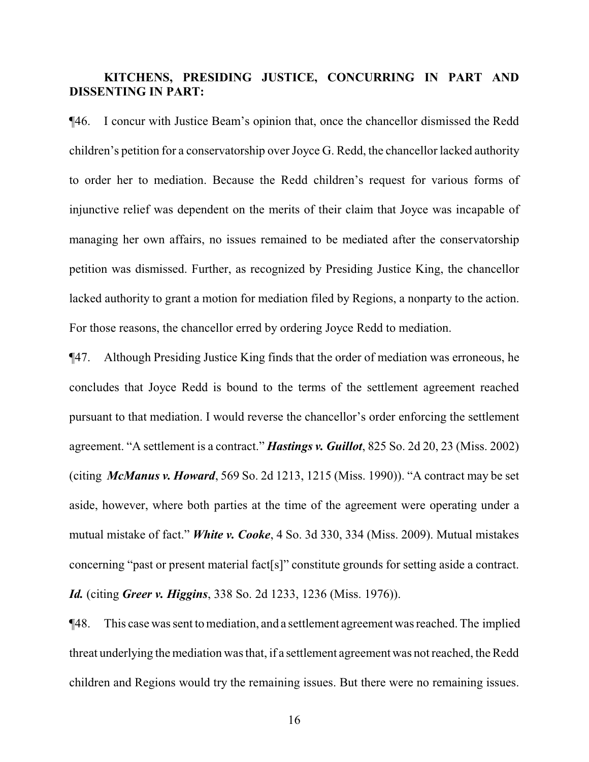**KITCHENS, PRESIDING JUSTICE, CONCURRING IN PART AND DISSENTING IN PART:**

¶46. I concur with Justice Beam's opinion that, once the chancellor dismissed the Redd children's petition for a conservatorship over Joyce G. Redd, the chancellor lacked authority to order her to mediation. Because the Redd children's request for various forms of injunctive relief was dependent on the merits of their claim that Joyce was incapable of managing her own affairs, no issues remained to be mediated after the conservatorship petition was dismissed. Further, as recognized by Presiding Justice King, the chancellor lacked authority to grant a motion for mediation filed by Regions, a nonparty to the action. For those reasons, the chancellor erred by ordering Joyce Redd to mediation.

¶47. Although Presiding Justice King finds that the order of mediation was erroneous, he concludes that Joyce Redd is bound to the terms of the settlement agreement reached pursuant to that mediation. I would reverse the chancellor's order enforcing the settlement agreement. "A settlement is a contract." ***Hastings v. Guillot***, 825 So. 2d 20, 23 (Miss. 2002) (citing ***McManus v. Howard***, 569 So. 2d 1213, 1215 (Miss. 1990)). "A contract may be set aside, however, where both parties at the time of the agreement were operating under a mutual mistake of fact." ***White v. Cooke***, 4 So. 3d 330, 334 (Miss. 2009). Mutual mistakes concerning "past or present material fact[s]" constitute grounds for setting aside a contract. ***Id.*** (citing ***Greer v. Higgins***, 338 So. 2d 1233, 1236 (Miss. 1976)).

¶48. This case was sent to mediation, and a settlement agreement was reached. The implied threat underlying the mediation was that, if a settlement agreement was not reached, the Redd children and Regions would try the remaining issues. But there were no remaining issues.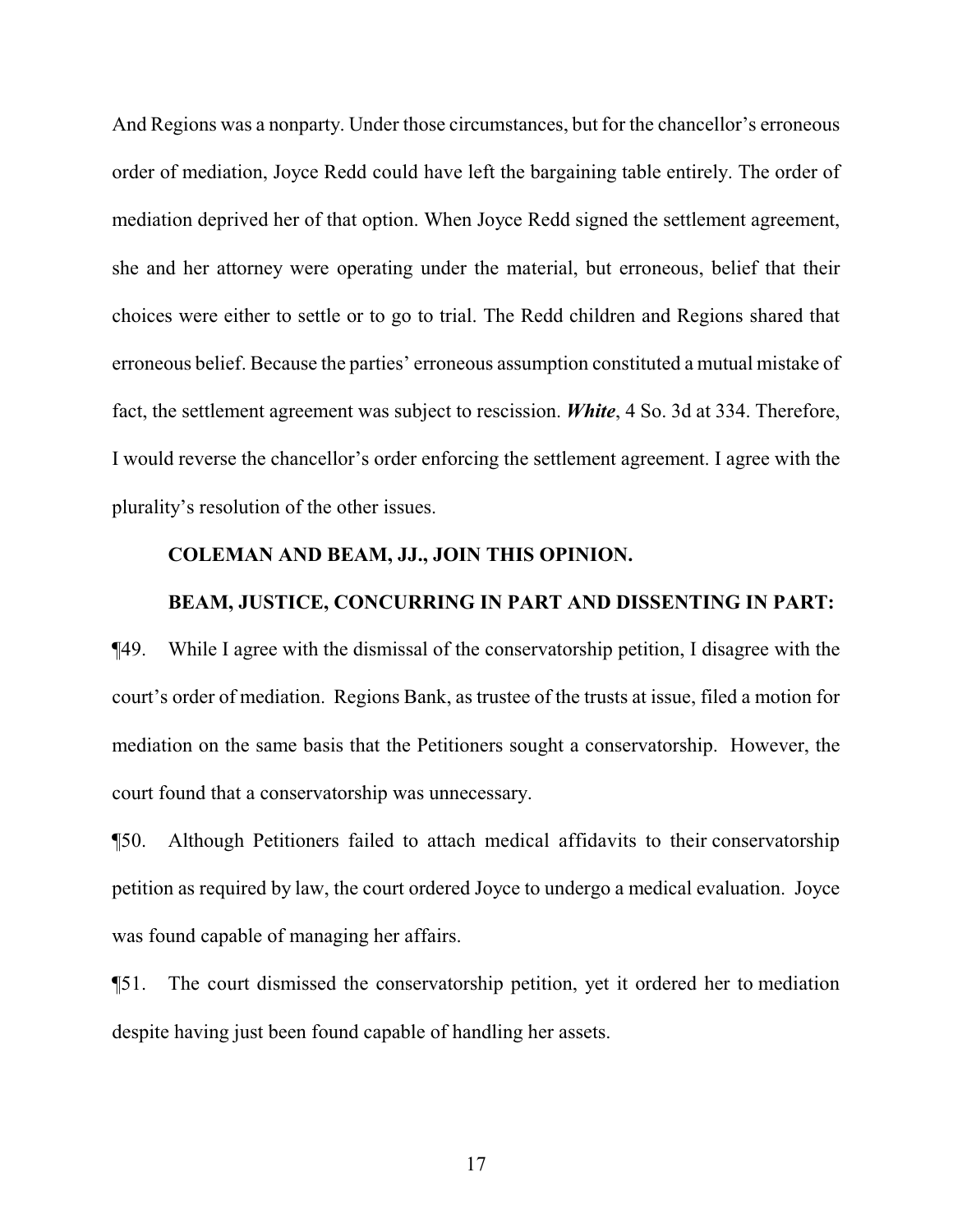And Regions was a nonparty. Under those circumstances, but for the chancellor's erroneous order of mediation, Joyce Redd could have left the bargaining table entirely. The order of mediation deprived her of that option. When Joyce Redd signed the settlement agreement, she and her attorney were operating under the material, but erroneous, belief that their choices were either to settle or to go to trial. The Redd children and Regions shared that erroneous belief. Because the parties' erroneous assumption constituted a mutual mistake of fact, the settlement agreement was subject to rescission. ***White***, 4 So. 3d at 334. Therefore, I would reverse the chancellor's order enforcing the settlement agreement. I agree with the plurality's resolution of the other issues.

**COLEMAN AND BEAM, JJ., JOIN THIS OPINION.**

**BEAM, JUSTICE, CONCURRING IN PART AND DISSENTING IN PART:**

¶49. While I agree with the dismissal of the conservatorship petition, I disagree with the court's order of mediation. Regions Bank, as trustee of the trusts at issue, filed a motion for mediation on the same basis that the Petitioners sought a conservatorship. However, the court found that a conservatorship was unnecessary.

¶50. Although Petitioners failed to attach medical affidavits to their conservatorship petition as required by law, the court ordered Joyce to undergo a medical evaluation. Joyce was found capable of managing her affairs.

¶51. The court dismissed the conservatorship petition, yet it ordered her to mediation despite having just been found capable of handling her assets.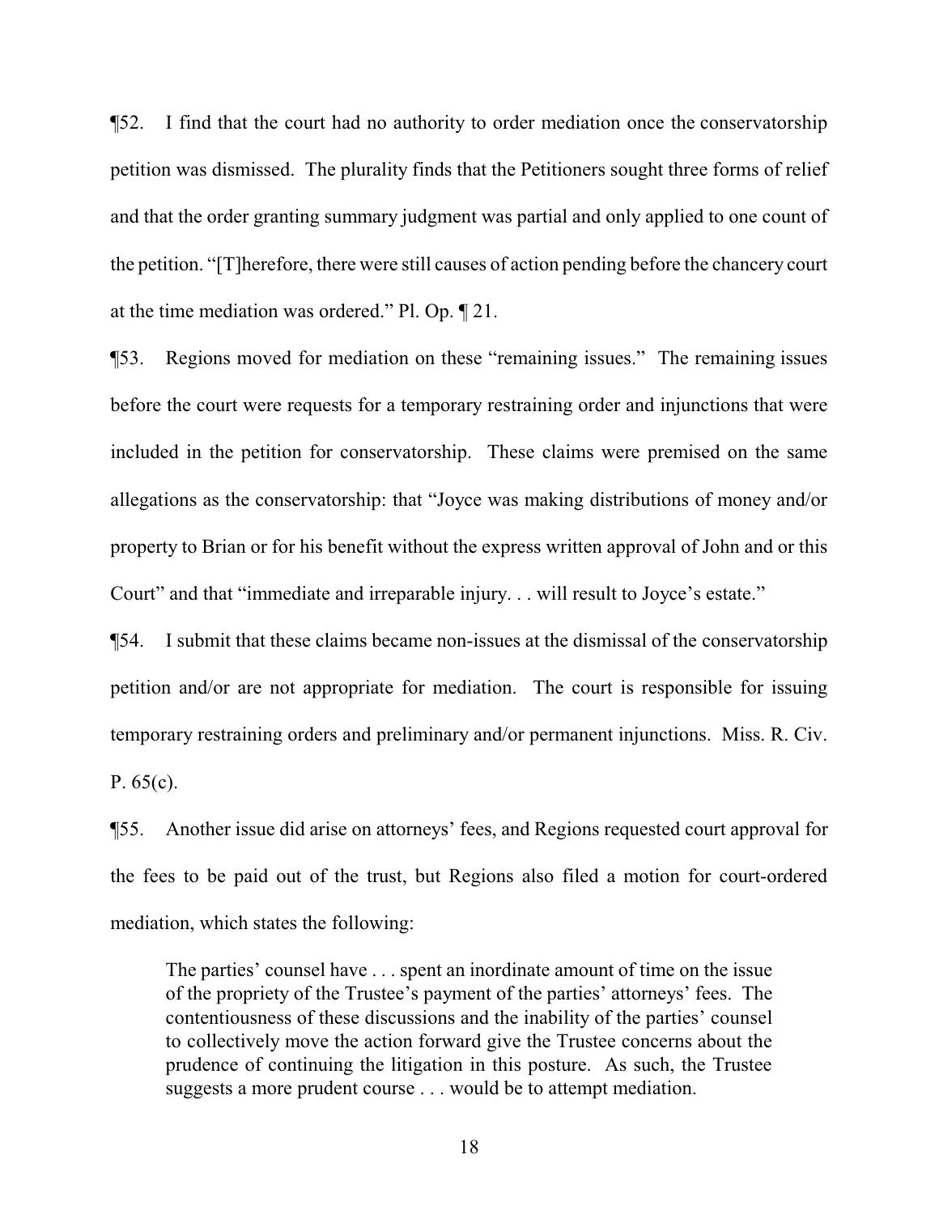¶52. I find that the court had no authority to order mediation once the conservatorship petition was dismissed. The plurality finds that the Petitioners sought three forms of relief and that the order granting summary judgment was partial and only applied to one count of the petition. "[T]herefore, there were still causes of action pending before the chancery court at the time mediation was ordered." Pl. Op. ¶ 21.

¶53. Regions moved for mediation on these "remaining issues." The remaining issues before the court were requests for a temporary restraining order and injunctions that were included in the petition for conservatorship. These claims were premised on the same allegations as the conservatorship: that "Joyce was making distributions of money and/or property to Brian or for his benefit without the express written approval of John and or this Court" and that "immediate and irreparable injury. . . will result to Joyce's estate."

¶54. I submit that these claims became non-issues at the dismissal of the conservatorship petition and/or are not appropriate for mediation. The court is responsible for issuing temporary restraining orders and preliminary and/or permanent injunctions. Miss. R. Civ. P. 65(c).

¶55. Another issue did arise on attorneys' fees, and Regions requested court approval for the fees to be paid out of the trust, but Regions also filed a motion for court-ordered mediation, which states the following:

> The parties' counsel have . . . spent an inordinate amount of time on the issue of the propriety of the Trustee's payment of the parties' attorneys' fees. The contentiousness of these discussions and the inability of the parties' counsel to collectively move the action forward give the Trustee concerns about the prudence of continuing the litigation in this posture. As such, the Trustee suggests a more prudent course . . . would be to attempt mediation.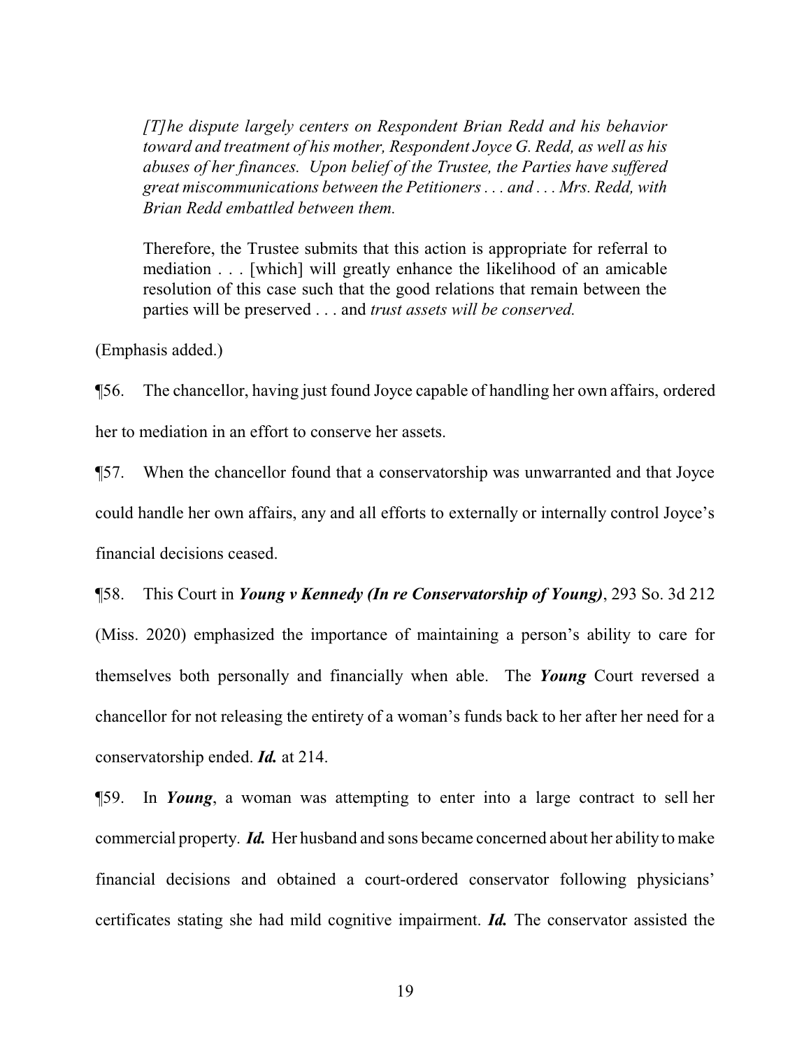> *[T]he dispute largely centers on Respondent Brian Redd and his behavior toward and treatment of his mother, Respondent Joyce G. Redd, as well as his abuses of her finances. Upon belief of the Trustee, the Parties have suffered great miscommunications between the Petitioners . . . and . . . Mrs. Redd, with Brian Redd embattled between them.*
>
> Therefore, the Trustee submits that this action is appropriate for referral to mediation . . . [which] will greatly enhance the likelihood of an amicable resolution of this case such that the good relations that remain between the parties will be preserved . . . and *trust assets will be conserved.*

(Emphasis added.)

¶56. The chancellor, having just found Joyce capable of handling her own affairs, ordered her to mediation in an effort to conserve her assets.

¶57. When the chancellor found that a conservatorship was unwarranted and that Joyce could handle her own affairs, any and all efforts to externally or internally control Joyce's financial decisions ceased.

¶58. This Court in ***Young v Kennedy (In re Conservatorship of Young)***, 293 So. 3d 212 (Miss. 2020) emphasized the importance of maintaining a person's ability to care for themselves both personally and financially when able. The ***Young*** Court reversed a chancellor for not releasing the entirety of a woman's funds back to her after her need for a conservatorship ended. ***Id.*** at 214.

¶59. In ***Young***, a woman was attempting to enter into a large contract to sell her commercial property. ***Id.*** Her husband and sons became concerned about her ability to make financial decisions and obtained a court-ordered conservator following physicians' certificates stating she had mild cognitive impairment. ***Id.*** The conservator assisted the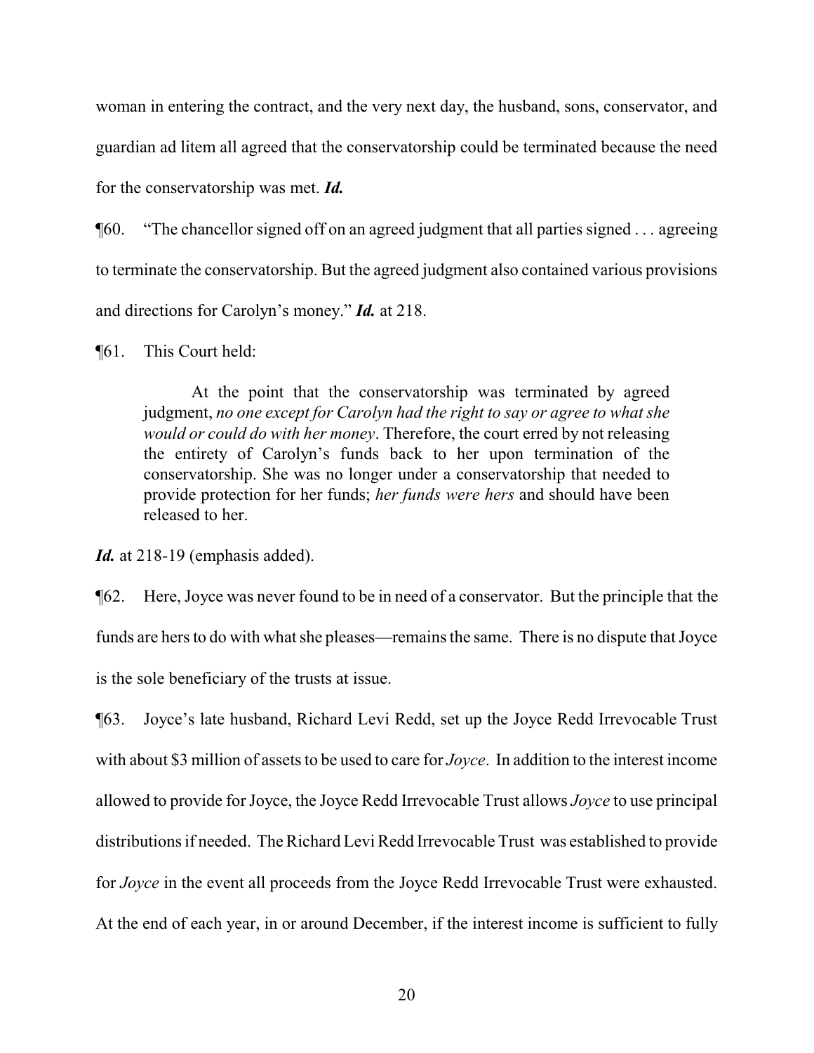woman in entering the contract, and the very next day, the husband, sons, conservator, and guardian ad litem all agreed that the conservatorship could be terminated because the need for the conservatorship was met. ***Id.***

¶60. "The chancellor signed off on an agreed judgment that all parties signed . . . agreeing to terminate the conservatorship. But the agreed judgment also contained various provisions and directions for Carolyn's money." ***Id.*** at 218.

¶61. This Court held:

> At the point that the conservatorship was terminated by agreed judgment, *no one except for Carolyn had the right to say or agree to what she would or could do with her money*. Therefore, the court erred by not releasing the entirety of Carolyn's funds back to her upon termination of the conservatorship. She was no longer under a conservatorship that needed to provide protection for her funds; *her funds were hers* and should have been released to her.

***Id.*** at 218-19 (emphasis added).

¶62. Here, Joyce was never found to be in need of a conservator. But the principle that the funds are hers to do with what she pleases—remains the same. There is no dispute that Joyce is the sole beneficiary of the trusts at issue.

¶63. Joyce's late husband, Richard Levi Redd, set up the Joyce Redd Irrevocable Trust with about $3 million of assets to be used to care for *Joyce*. In addition to the interest income allowed to provide for Joyce, the Joyce Redd Irrevocable Trust allows *Joyce* to use principal distributions if needed. The Richard Levi Redd Irrevocable Trust was established to provide for *Joyce* in the event all proceeds from the Joyce Redd Irrevocable Trust were exhausted. At the end of each year, in or around December, if the interest income is sufficient to fully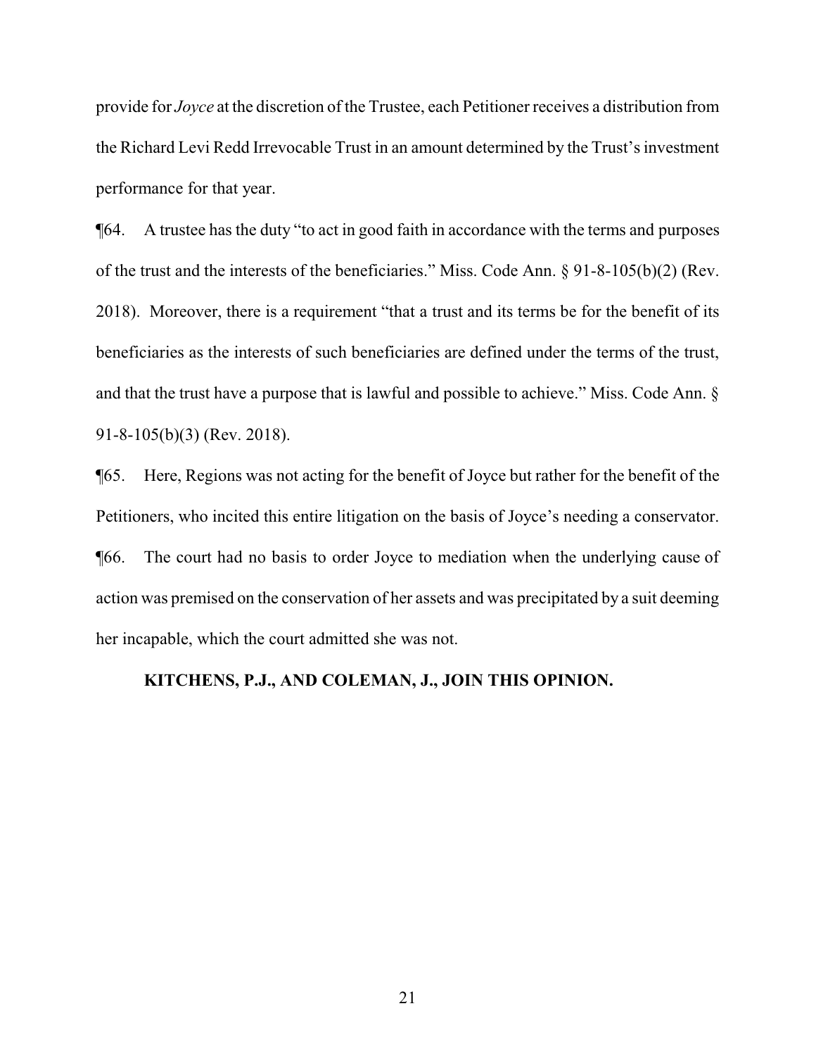provide for *Joyce* at the discretion of the Trustee, each Petitioner receives a distribution from the Richard Levi Redd Irrevocable Trust in an amount determined by the Trust's investment performance for that year.

¶64. A trustee has the duty "to act in good faith in accordance with the terms and purposes of the trust and the interests of the beneficiaries." Miss. Code Ann. § 91-8-105(b)(2) (Rev. 2018). Moreover, there is a requirement "that a trust and its terms be for the benefit of its beneficiaries as the interests of such beneficiaries are defined under the terms of the trust, and that the trust have a purpose that is lawful and possible to achieve." Miss. Code Ann. § 91-8-105(b)(3) (Rev. 2018).

¶65. Here, Regions was not acting for the benefit of Joyce but rather for the benefit of the Petitioners, who incited this entire litigation on the basis of Joyce's needing a conservator.

¶66. The court had no basis to order Joyce to mediation when the underlying cause of action was premised on the conservation of her assets and was precipitated by a suit deeming her incapable, which the court admitted she was not.

**KITCHENS, P.J., AND COLEMAN, J., JOIN THIS OPINION.**